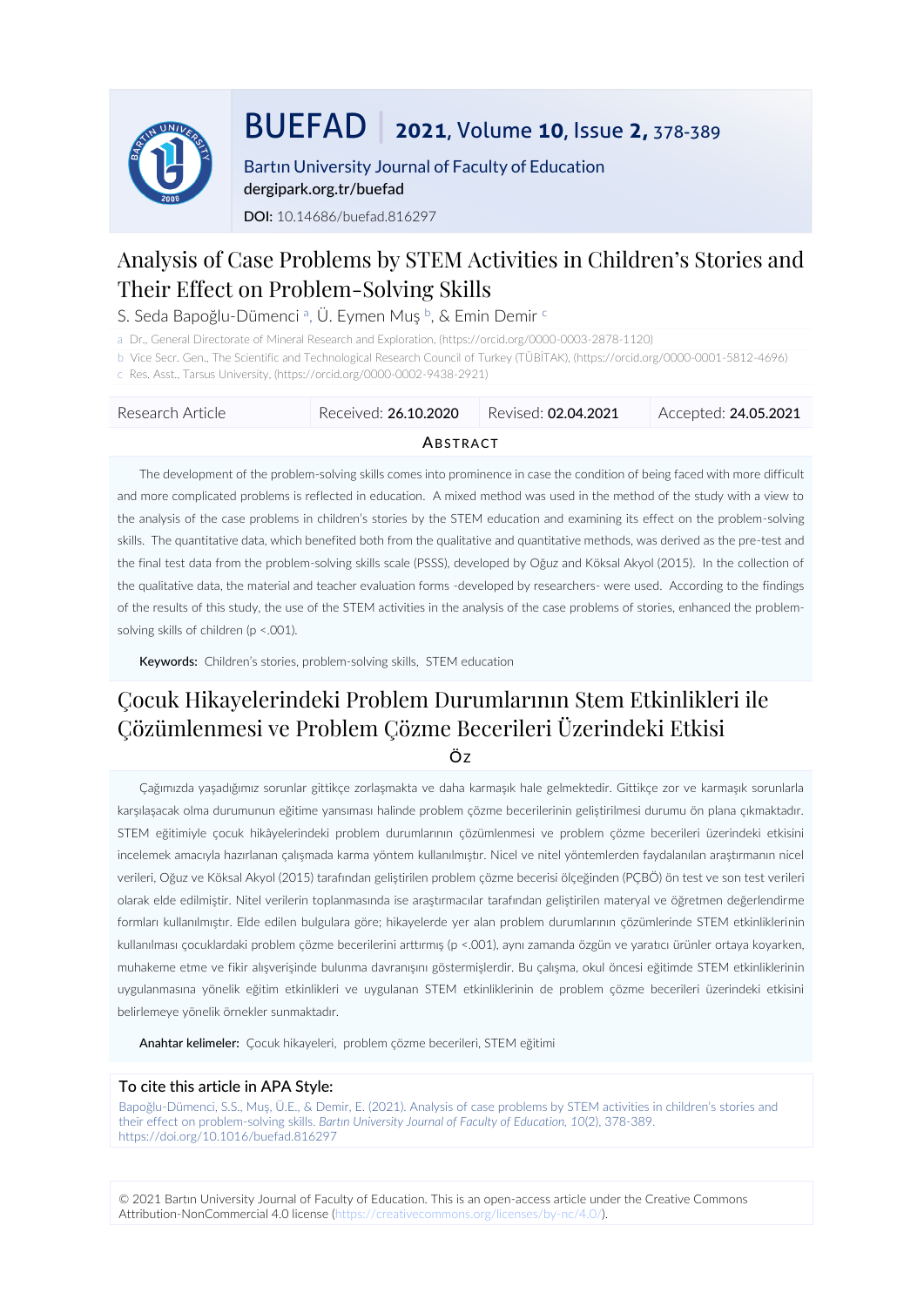# BUEFAD | 2021, Volume 10, Issue 2, 378-389

Bartın University Journal of Faculty of Education
dergipark.org.tr/buefad

**DOI:** 10.14686/buefad.816297

# Analysis of Case Problems by STEM Activities in Children's Stories and Their Effect on Problem-Solving Skills

S. Seda Bapoğlu-Dümenci [a], Ü. Eymen Muş [b], & Emin Demir [c]

[a] Dr., General Directorate of Mineral Research and Exploration. (https://orcid.org/0000-0003-2878-1120)
[b] Vice Secr. Gen., The Scientific and Technological Research Council of Turkey (TÜBİTAK). (https://orcid.org/0000-0001-5812-4696)
[c] Res. Asst., Tarsus University. (https://orcid.org/0000-0002-9438-2921)

| Research Article | Received: **26.10.2020** | Revised: **02.04.2021** | Accepted: **24.05.2021** |
|---|---|---|---|

## Abstract

The development of the problem-solving skills comes into prominence in case the condition of being faced with more difficult and more complicated problems is reflected in education. A mixed method was used in the method of the study with a view to the analysis of the case problems in children's stories by the STEM education and examining its effect on the problem-solving skills. The quantitative data, which benefited both from the qualitative and quantitative methods, was derived as the pre-test and the final test data from the problem-solving skills scale (PSSS), developed by Oğuz and Köksal Akyol (2015). In the collection of the qualitative data, the material and teacher evaluation forms -developed by researchers- were used. According to the findings of the results of this study, the use of the STEM activities in the analysis of the case problems of stories, enhanced the problem-solving skills of children ($p < .001$).

**Keywords:** Children's stories, problem-solving skills, STEM education

# Çocuk Hikayelerindeki Problem Durumlarının Stem Etkinlikleri ile Çözümlenmesi ve Problem Çözme Becerileri Üzerindeki Etkisi

## Öz

Çağımızda yaşadığımız sorunlar gittikçe zorlaşmakta ve daha karmaşık hale gelmektedir. Gittikçe zor ve karmaşık sorunlarla karşılaşacak olma durumunun eğitime yansıması halinde problem çözme becerilerinin geliştirilmesi durumu ön plana çıkmaktadır. STEM eğitimiyle çocuk hikâyelerindeki problem durumlarının çözümlenmesi ve problem çözme becerileri üzerindeki etkisini incelemek amacıyla hazırlanan çalışmada karma yöntem kullanılmıştır. Nicel ve nitel yöntemlerden faydalanılan araştırmanın nicel verileri, Oğuz ve Köksal Akyol (2015) tarafından geliştirilen problem çözme becerisi ölçeğinden (PÇBÖ) ön test ve son test verileri olarak elde edilmiştir. Nitel verilerin toplanmasında ise araştırmacılar tarafından geliştirilen materyal ve öğretmen değerlendirme formları kullanılmıştır. Elde edilen bulgulara göre; hikayelerde yer alan problem durumlarının çözümlerinde STEM etkinliklerinin kullanılması çocuklardaki problem çözme becerilerini arttırmış ($p < .001$), aynı zamanda özgün ve yaratıcı ürünler ortaya koyarken, muhakeme etme ve fikir alışverişinde bulunma davranışını göstermişlerdir. Bu çalışma, okul öncesi eğitimde STEM etkinliklerinin uygulanmasına yönelik eğitim etkinlikleri ve uygulanan STEM etkinliklerinin de problem çözme becerileri üzerindeki etkisini belirlemeye yönelik örnekler sunmaktadır.

**Anahtar kelimeler:** Çocuk hikayeleri, problem çözme becerileri, STEM eğitimi

**To cite this article in APA Style:**

Bapoğlu-Dümenci, S.S., Muş, Ü.E., & Demir, E. (2021). Analysis of case problems by STEM activities in children's stories and their effect on problem-solving skills. *Bartın University Journal of Faculty of Education, 10*(2), 378-389. https://doi.org/10.1016/buefad.816297

© 2021 Bartın University Journal of Faculty of Education. This is an open-access article under the Creative Commons Attribution-NonCommercial 4.0 license (https://creativecommons.org/licenses/by-nc/4.0/).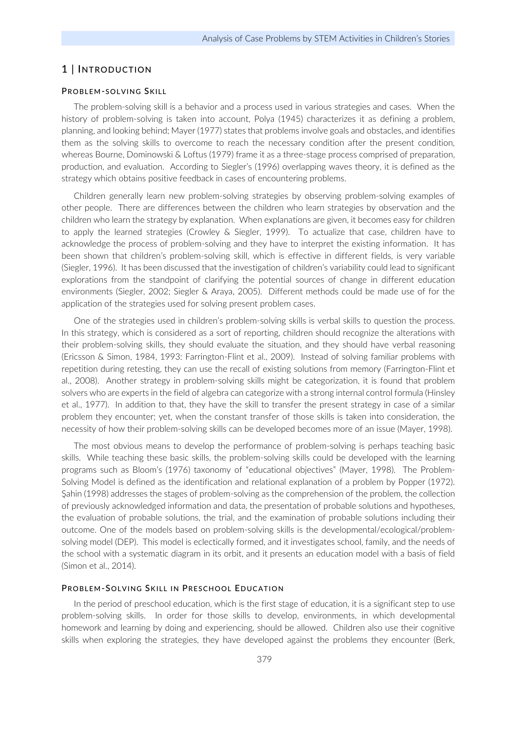# 1 | INTRODUCTION

## PROBLEM-SOLVING SKILL

The problem-solving skill is a behavior and a process used in various strategies and cases. When the history of problem-solving is taken into account, Polya (1945) characterizes it as defining a problem, planning, and looking behind; Mayer (1977) states that problems involve goals and obstacles, and identifies them as the solving skills to overcome to reach the necessary condition after the present condition, whereas Bourne, Dominowski & Loftus (1979) frame it as a three-stage process comprised of preparation, production, and evaluation. According to Siegler's (1996) overlapping waves theory, it is defined as the strategy which obtains positive feedback in cases of encountering problems.

Children generally learn new problem-solving strategies by observing problem-solving examples of other people. There are differences between the children who learn strategies by observation and the children who learn the strategy by explanation. When explanations are given, it becomes easy for children to apply the learned strategies (Crowley & Siegler, 1999). To actualize that case, children have to acknowledge the process of problem-solving and they have to interpret the existing information. It has been shown that children's problem-solving skill, which is effective in different fields, is very variable (Siegler, 1996). It has been discussed that the investigation of children's variability could lead to significant explorations from the standpoint of clarifying the potential sources of change in different education environments (Siegler, 2002; Siegler & Araya, 2005). Different methods could be made use of for the application of the strategies used for solving present problem cases.

One of the strategies used in children's problem-solving skills is verbal skills to question the process. In this strategy, which is considered as a sort of reporting, children should recognize the alterations with their problem-solving skills, they should evaluate the situation, and they should have verbal reasoning (Ericsson & Simon, 1984, 1993: Farrington-Flint et al., 2009). Instead of solving familiar problems with repetition during retesting, they can use the recall of existing solutions from memory (Farrington-Flint et al., 2008). Another strategy in problem-solving skills might be categorization, it is found that problem solvers who are experts in the field of algebra can categorize with a strong internal control formula (Hinsley et al., 1977). In addition to that, they have the skill to transfer the present strategy in case of a similar problem they encounter; yet, when the constant transfer of those skills is taken into consideration, the necessity of how their problem-solving skills can be developed becomes more of an issue (Mayer, 1998).

The most obvious means to develop the performance of problem-solving is perhaps teaching basic skills. While teaching these basic skills, the problem-solving skills could be developed with the learning programs such as Bloom's (1976) taxonomy of "educational objectives" (Mayer, 1998). The Problem-Solving Model is defined as the identification and relational explanation of a problem by Popper (1972). Şahin (1998) addresses the stages of problem-solving as the comprehension of the problem, the collection of previously acknowledged information and data, the presentation of probable solutions and hypotheses, the evaluation of probable solutions, the trial, and the examination of probable solutions including their outcome. One of the models based on problem-solving skills is the developmental/ecological/problem-solving model (DEP). This model is eclectically formed, and it investigates school, family, and the needs of the school with a systematic diagram in its orbit, and it presents an education model with a basis of field (Simon et al., 2014).

## PROBLEM-SOLVING SKILL IN PRESCHOOL EDUCATION

In the period of preschool education, which is the first stage of education, it is a significant step to use problem-solving skills. In order for those skills to develop, environments, in which developmental homework and learning by doing and experiencing, should be allowed. Children also use their cognitive skills when exploring the strategies, they have developed against the problems they encounter (Berk,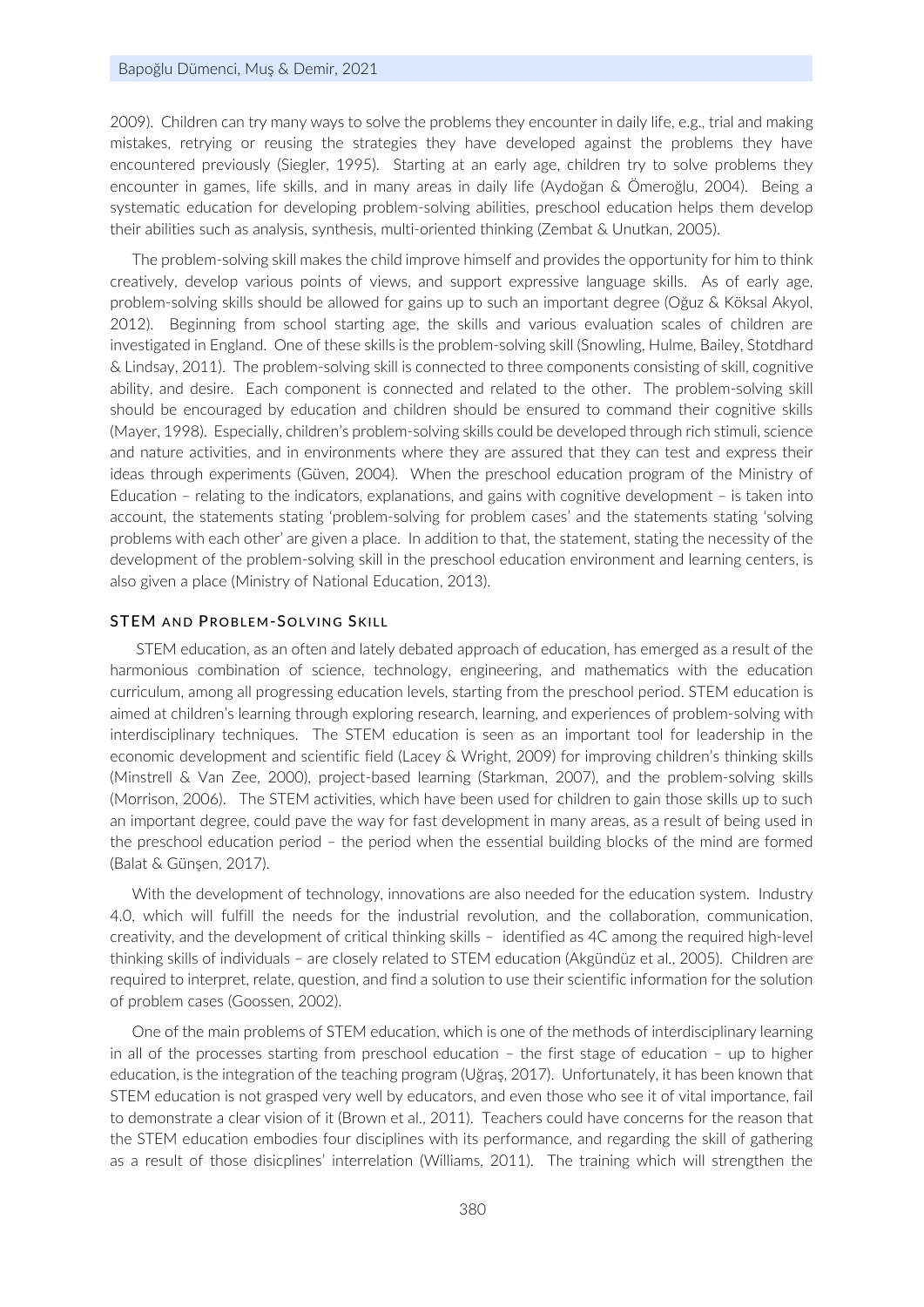2009). Children can try many ways to solve the problems they encounter in daily life, e.g., trial and making mistakes, retrying or reusing the strategies they have developed against the problems they have encountered previously (Siegler, 1995). Starting at an early age, children try to solve problems they encounter in games, life skills, and in many areas in daily life (Aydoğan & Ömeroğlu, 2004). Being a systematic education for developing problem-solving abilities, preschool education helps them develop their abilities such as analysis, synthesis, multi-oriented thinking (Zembat & Unutkan, 2005).

The problem-solving skill makes the child improve himself and provides the opportunity for him to think creatively, develop various points of views, and support expressive language skills. As of early age, problem-solving skills should be allowed for gains up to such an important degree (Oğuz & Köksal Akyol, 2012). Beginning from school starting age, the skills and various evaluation scales of children are investigated in England. One of these skills is the problem-solving skill (Snowling, Hulme, Bailey, Stotdhard & Lindsay, 2011). The problem-solving skill is connected to three components consisting of skill, cognitive ability, and desire. Each component is connected and related to the other. The problem-solving skill should be encouraged by education and children should be ensured to command their cognitive skills (Mayer, 1998). Especially, children's problem-solving skills could be developed through rich stimuli, science and nature activities, and in environments where they are assured that they can test and express their ideas through experiments (Güven, 2004). When the preschool education program of the Ministry of Education – relating to the indicators, explanations, and gains with cognitive development – is taken into account, the statements stating 'problem-solving for problem cases' and the statements stating 'solving problems with each other' are given a place. In addition to that, the statement, stating the necessity of the development of the problem-solving skill in the preschool education environment and learning centers, is also given a place (Ministry of National Education, 2013).

### STEM and Problem-Solving Skill

STEM education, as an often and lately debated approach of education, has emerged as a result of the harmonious combination of science, technology, engineering, and mathematics with the education curriculum, among all progressing education levels, starting from the preschool period. STEM education is aimed at children's learning through exploring research, learning, and experiences of problem-solving with interdisciplinary techniques. The STEM education is seen as an important tool for leadership in the economic development and scientific field (Lacey & Wright, 2009) for improving children's thinking skills (Minstrell & Van Zee, 2000), project-based learning (Starkman, 2007), and the problem-solving skills (Morrison, 2006). The STEM activities, which have been used for children to gain those skills up to such an important degree, could pave the way for fast development in many areas, as a result of being used in the preschool education period – the period when the essential building blocks of the mind are formed (Balat & Günşen, 2017).

With the development of technology, innovations are also needed for the education system. Industry 4.0, which will fulfill the needs for the industrial revolution, and the collaboration, communication, creativity, and the development of critical thinking skills – identified as 4C among the required high-level thinking skills of individuals – are closely related to STEM education (Akgündüz et al., 2005). Children are required to interpret, relate, question, and find a solution to use their scientific information for the solution of problem cases (Goossen, 2002).

One of the main problems of STEM education, which is one of the methods of interdisciplinary learning in all of the processes starting from preschool education – the first stage of education – up to higher education, is the integration of the teaching program (Uğraş, 2017). Unfortunately, it has been known that STEM education is not grasped very well by educators, and even those who see it of vital importance, fail to demonstrate a clear vision of it (Brown et al., 2011). Teachers could have concerns for the reason that the STEM education embodies four disciplines with its performance, and regarding the skill of gathering as a result of those disicplines' interrelation (Williams, 2011). The training which will strengthen the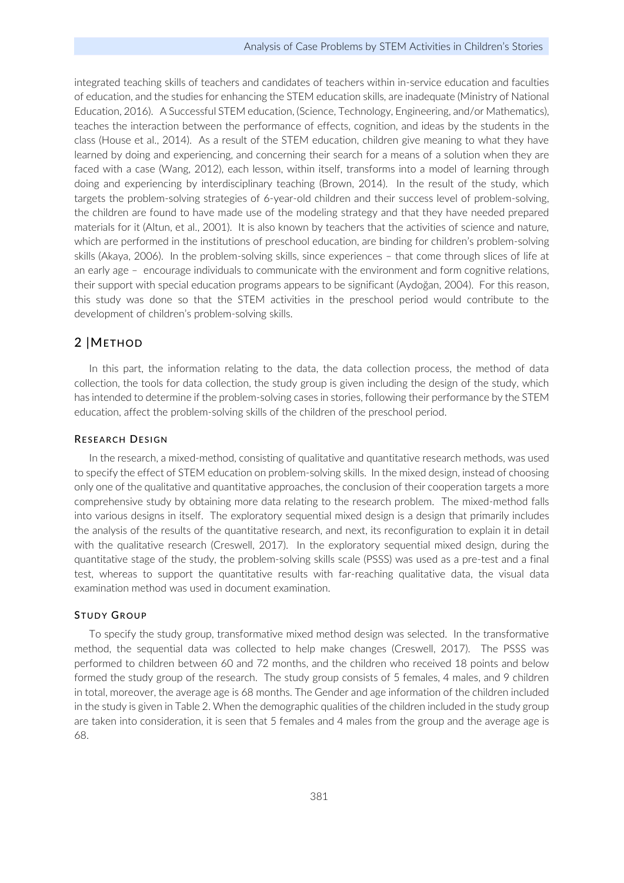integrated teaching skills of teachers and candidates of teachers within in-service education and faculties of education, and the studies for enhancing the STEM education skills, are inadequate (Ministry of National Education, 2016). A Successful STEM education, (Science, Technology, Engineering, and/or Mathematics), teaches the interaction between the performance of effects, cognition, and ideas by the students in the class (House et al., 2014). As a result of the STEM education, children give meaning to what they have learned by doing and experiencing, and concerning their search for a means of a solution when they are faced with a case (Wang, 2012), each lesson, within itself, transforms into a model of learning through doing and experiencing by interdisciplinary teaching (Brown, 2014). In the result of the study, which targets the problem-solving strategies of 6-year-old children and their success level of problem-solving, the children are found to have made use of the modeling strategy and that they have needed prepared materials for it (Altun, et al., 2001). It is also known by teachers that the activities of science and nature, which are performed in the institutions of preschool education, are binding for children's problem-solving skills (Akaya, 2006). In the problem-solving skills, since experiences – that come through slices of life at an early age – encourage individuals to communicate with the environment and form cognitive relations, their support with special education programs appears to be significant (Aydoğan, 2004). For this reason, this study was done so that the STEM activities in the preschool period would contribute to the development of children's problem-solving skills.

## 2 | METHOD

In this part, the information relating to the data, the data collection process, the method of data collection, the tools for data collection, the study group is given including the design of the study, which has intended to determine if the problem-solving cases in stories, following their performance by the STEM education, affect the problem-solving skills of the children of the preschool period.

### RESEARCH DESIGN

In the research, a mixed-method, consisting of qualitative and quantitative research methods, was used to specify the effect of STEM education on problem-solving skills. In the mixed design, instead of choosing only one of the qualitative and quantitative approaches, the conclusion of their cooperation targets a more comprehensive study by obtaining more data relating to the research problem. The mixed-method falls into various designs in itself. The exploratory sequential mixed design is a design that primarily includes the analysis of the results of the quantitative research, and next, its reconfiguration to explain it in detail with the qualitative research (Creswell, 2017). In the exploratory sequential mixed design, during the quantitative stage of the study, the problem-solving skills scale (PSSS) was used as a pre-test and a final test, whereas to support the quantitative results with far-reaching qualitative data, the visual data examination method was used in document examination.

### STUDY GROUP

To specify the study group, transformative mixed method design was selected. In the transformative method, the sequential data was collected to help make changes (Creswell, 2017). The PSSS was performed to children between 60 and 72 months, and the children who received 18 points and below formed the study group of the research. The study group consists of 5 females, 4 males, and 9 children in total, moreover, the average age is 68 months. The Gender and age information of the children included in the study is given in Table 2. When the demographic qualities of the children included in the study group are taken into consideration, it is seen that 5 females and 4 males from the group and the average age is 68.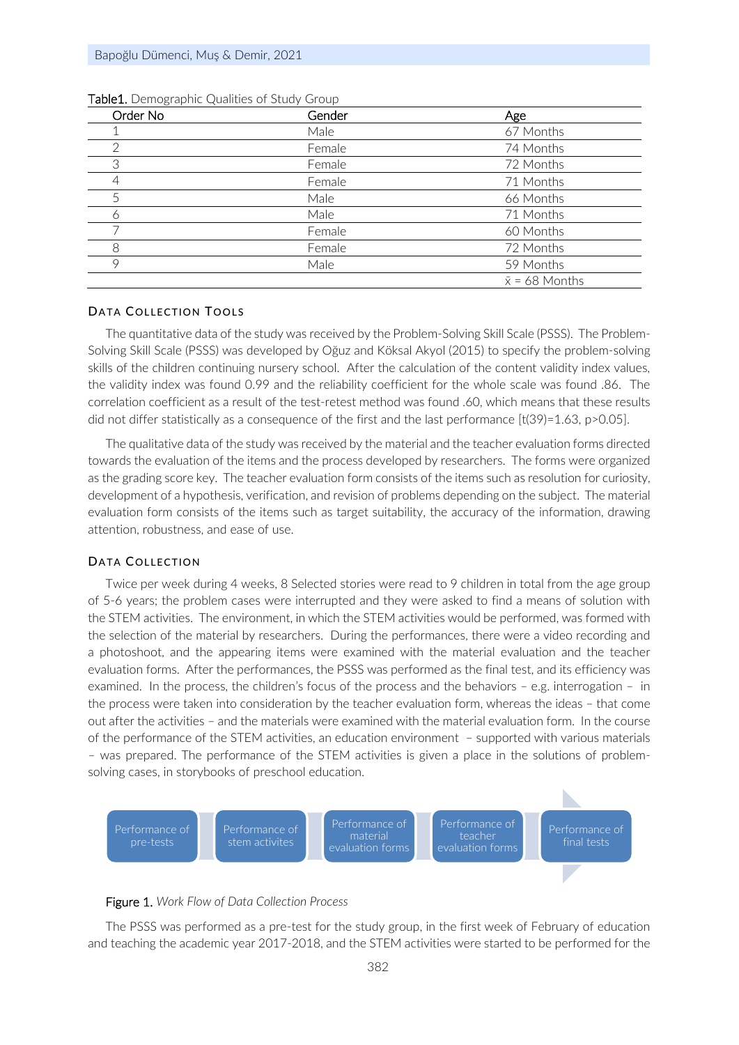**Table1.** Demographic Qualities of Study Group

| Order No | Gender | Age |
|---|---|---|
| 1 | Male | 67 Months |
| 2 | Female | 74 Months |
| 3 | Female | 72 Months |
| 4 | Female | 71 Months |
| 5 | Male | 66 Months |
| 6 | Male | 71 Months |
| 7 | Female | 60 Months |
| 8 | Female | 72 Months |
| 9 | Male | 59 Months |
| | | $\bar{x}$ = 68 Months |

## Data Collection Tools

The quantitative data of the study was received by the Problem-Solving Skill Scale (PSSS). The Problem-Solving Skill Scale (PSSS) was developed by Oğuz and Köksal Akyol (2015) to specify the problem-solving skills of the children continuing nursery school. After the calculation of the content validity index values, the validity index was found 0.99 and the reliability coefficient for the whole scale was found .86. The correlation coefficient as a result of the test-retest method was found .60, which means that these results did not differ statistically as a consequence of the first and the last performance [$t(39)=1.63$, $p>0.05$].

The qualitative data of the study was received by the material and the teacher evaluation forms directed towards the evaluation of the items and the process developed by researchers. The forms were organized as the grading score key. The teacher evaluation form consists of the items such as resolution for curiosity, development of a hypothesis, verification, and revision of problems depending on the subject. The material evaluation form consists of the items such as target suitability, the accuracy of the information, drawing attention, robustness, and ease of use.

## Data Collection

Twice per week during 4 weeks, 8 Selected stories were read to 9 children in total from the age group of 5-6 years; the problem cases were interrupted and they were asked to find a means of solution with the STEM activities. The environment, in which the STEM activities would be performed, was formed with the selection of the material by researchers. During the performances, there were a video recording and a photoshoot, and the appearing items were examined with the material evaluation and the teacher evaluation forms. After the performances, the PSSS was performed as the final test, and its efficiency was examined. In the process, the children's focus of the process and the behaviors – e.g. interrogation – in the process were taken into consideration by the teacher evaluation form, whereas the ideas – that come out after the activities – and the materials were examined with the material evaluation form. In the course of the performance of the STEM activities, an education environment – supported with various materials – was prepared. The performance of the STEM activities is given a place in the solutions of problem-solving cases, in storybooks of preschool education.

Performance of pre-tests → Performance of stem activites → Performance of material evaluation forms → Performance of teacher evaluation forms → Performance of final tests

**Figure 1.** *Work Flow of Data Collection Process*

The PSSS was performed as a pre-test for the study group, in the first week of February of education and teaching the academic year 2017-2018, and the STEM activities were started to be performed for the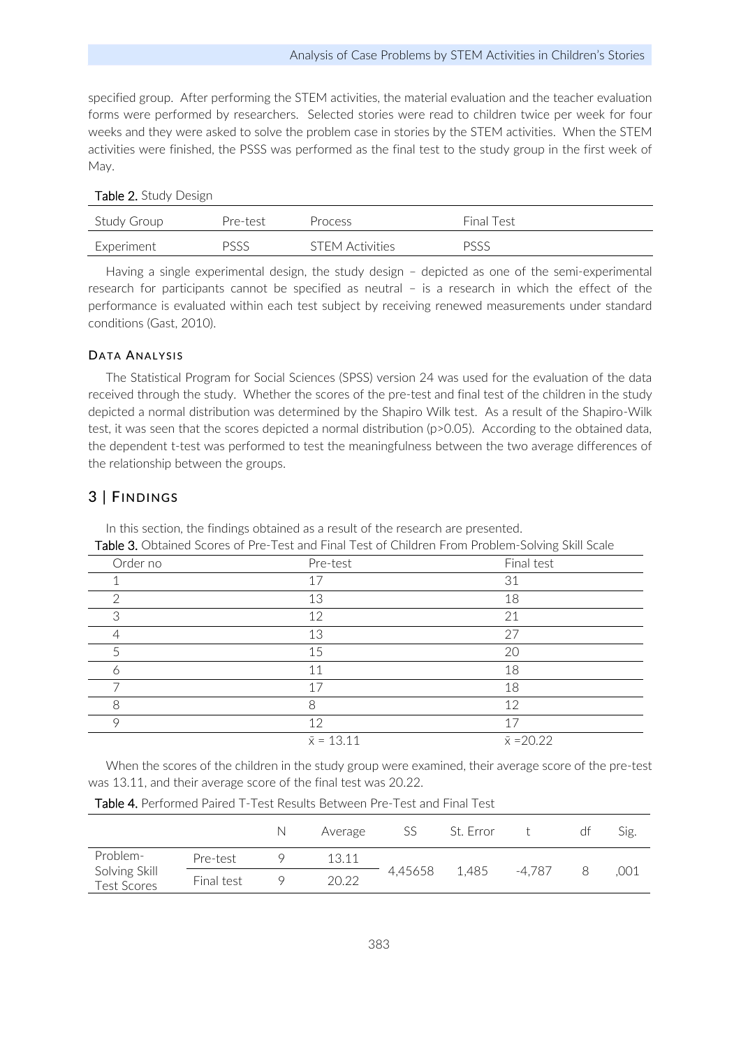specified group. After performing the STEM activities, the material evaluation and the teacher evaluation forms were performed by researchers. Selected stories were read to children twice per week for four weeks and they were asked to solve the problem case in stories by the STEM activities. When the STEM activities were finished, the PSSS was performed as the final test to the study group in the first week of May.

**Table 2.** Study Design

| Study Group | Pre-test | Process | Final Test |
|---|---|---|---|
| Experiment | PSSS | STEM Activities | PSSS |

Having a single experimental design, the study design – depicted as one of the semi-experimental research for participants cannot be specified as neutral – is a research in which the effect of the performance is evaluated within each test subject by receiving renewed measurements under standard conditions (Gast, 2010).

### DATA ANALYSIS

The Statistical Program for Social Sciences (SPSS) version 24 was used for the evaluation of the data received through the study. Whether the scores of the pre-test and final test of the children in the study depicted a normal distribution was determined by the Shapiro Wilk test. As a result of the Shapiro-Wilk test, it was seen that the scores depicted a normal distribution ($p>0.05$). According to the obtained data, the dependent t-test was performed to test the meaningfulness between the two average differences of the relationship between the groups.

## 3 | FINDINGS

In this section, the findings obtained as a result of the research are presented.

**Table 3.** Obtained Scores of Pre-Test and Final Test of Children From Problem-Solving Skill Scale

| Order no | Pre-test | Final test |
|---|---|---|
| 1 | 17 | 31 |
| 2 | 13 | 18 |
| 3 | 12 | 21 |
| 4 | 13 | 27 |
| 5 | 15 | 20 |
| 6 | 11 | 18 |
| 7 | 17 | 18 |
| 8 | 8 | 12 |
| 9 | 12 | 17 |
| | $\bar{x} = 13.11$ | $\bar{x} = 20.22$ |

When the scores of the children in the study group were examined, their average score of the pre-test was 13.11, and their average score of the final test was 20.22.

**Table 4.** Performed Paired T-Test Results Between Pre-Test and Final Test

| | | N | Average | SS | St. Error | t | df | Sig. |
|---|---|---|---|---|---|---|---|---|
| Problem-Solving Skill Test Scores | Pre-test | 9 | 13.11 | 4,45658 | 1,485 | -4,787 | 8 | ,001 |
| | Final test | 9 | 20.22 | | | | | |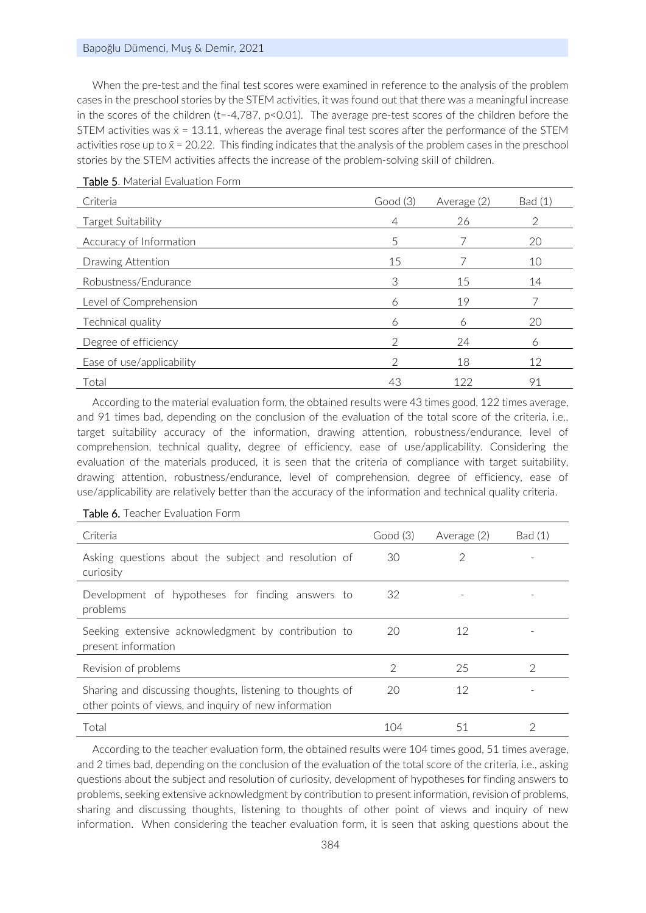When the pre-test and the final test scores were examined in reference to the analysis of the problem cases in the preschool stories by the STEM activities, it was found out that there was a meaningful increase in the scores of the children ($t=-4{,}787$, $p<0.01$). The average pre-test scores of the children before the STEM activities was $\bar{x} = 13.11$, whereas the average final test scores after the performance of the STEM activities rose up to $\bar{x} = 20.22$. This finding indicates that the analysis of the problem cases in the preschool stories by the STEM activities affects the increase of the problem-solving skill of children.

**Table 5.** Material Evaluation Form

| Criteria | Good (3) | Average (2) | Bad (1) |
|---|---|---|---|
| Target Suitability | 4 | 26 | 2 |
| Accuracy of Information | 5 | 7 | 20 |
| Drawing Attention | 15 | 7 | 10 |
| Robustness/Endurance | 3 | 15 | 14 |
| Level of Comprehension | 6 | 19 | 7 |
| Technical quality | 6 | 6 | 20 |
| Degree of efficiency | 2 | 24 | 6 |
| Ease of use/applicability | 2 | 18 | 12 |
| Total | 43 | 122 | 91 |

According to the material evaluation form, the obtained results were 43 times good, 122 times average, and 91 times bad, depending on the conclusion of the evaluation of the total score of the criteria, i.e., target suitability accuracy of the information, drawing attention, robustness/endurance, level of comprehension, technical quality, degree of efficiency, ease of use/applicability. Considering the evaluation of the materials produced, it is seen that the criteria of compliance with target suitability, drawing attention, robustness/endurance, level of comprehension, degree of efficiency, ease of use/applicability are relatively better than the accuracy of the information and technical quality criteria.

**Table 6.** Teacher Evaluation Form

| Criteria | Good (3) | Average (2) | Bad (1) |
|---|---|---|---|
| Asking questions about the subject and resolution of curiosity | 30 | 2 | - |
| Development of hypotheses for finding answers to problems | 32 | - | - |
| Seeking extensive acknowledgment by contribution to present information | 20 | 12 | - |
| Revision of problems | 2 | 25 | 2 |
| Sharing and discussing thoughts, listening to thoughts of other points of views, and inquiry of new information | 20 | 12 | - |
| Total | 104 | 51 | 2 |

According to the teacher evaluation form, the obtained results were 104 times good, 51 times average, and 2 times bad, depending on the conclusion of the evaluation of the total score of the criteria, i.e., asking questions about the subject and resolution of curiosity, development of hypotheses for finding answers to problems, seeking extensive acknowledgment by contribution to present information, revision of problems, sharing and discussing thoughts, listening to thoughts of other point of views and inquiry of new information. When considering the teacher evaluation form, it is seen that asking questions about the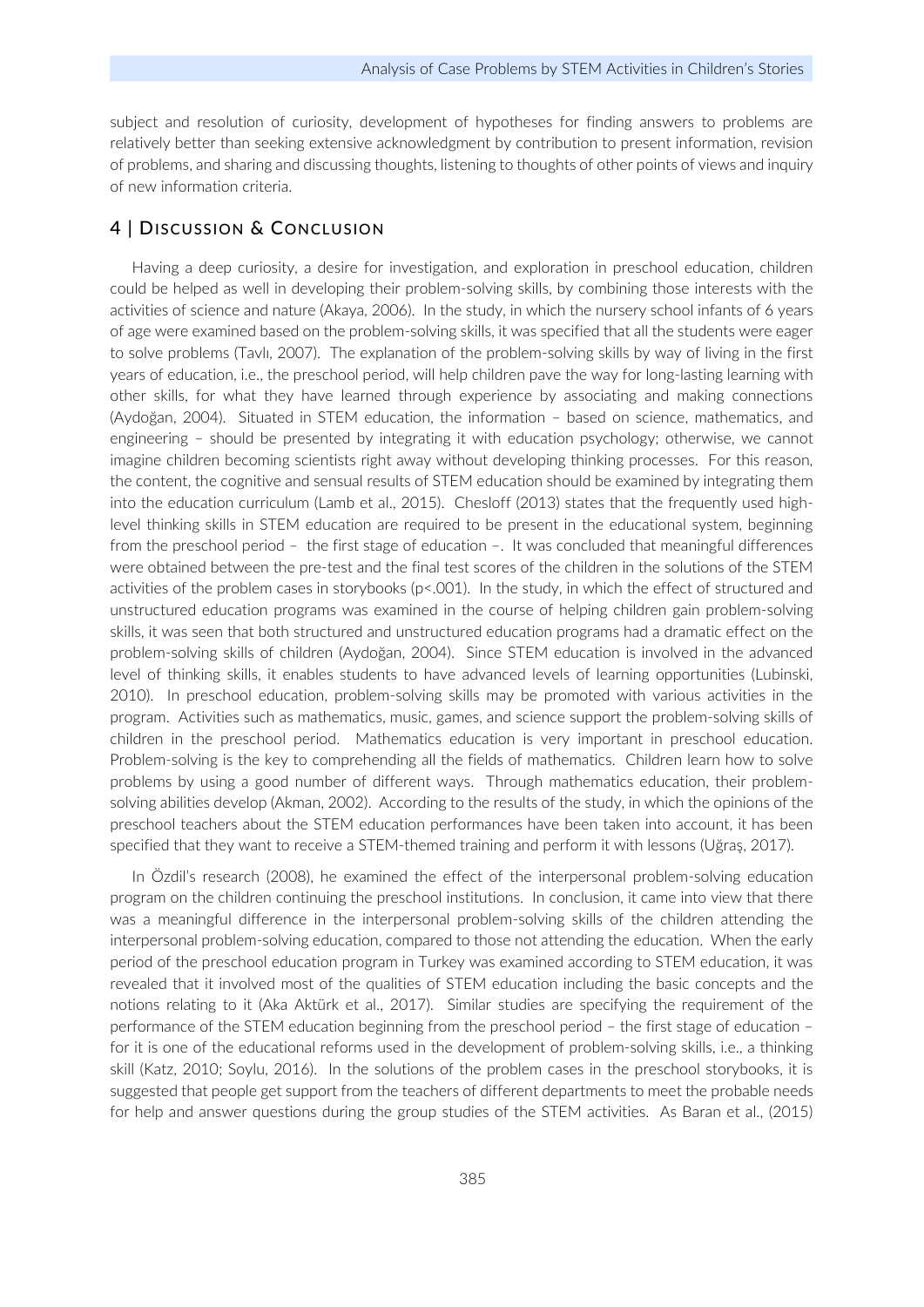subject and resolution of curiosity, development of hypotheses for finding answers to problems are relatively better than seeking extensive acknowledgment by contribution to present information, revision of problems, and sharing and discussing thoughts, listening to thoughts of other points of views and inquiry of new information criteria.

## 4 | Discussion & Conclusion

Having a deep curiosity, a desire for investigation, and exploration in preschool education, children could be helped as well in developing their problem-solving skills, by combining those interests with the activities of science and nature (Akaya, 2006). In the study, in which the nursery school infants of 6 years of age were examined based on the problem-solving skills, it was specified that all the students were eager to solve problems (Tavlı, 2007). The explanation of the problem-solving skills by way of living in the first years of education, i.e., the preschool period, will help children pave the way for long-lasting learning with other skills, for what they have learned through experience by associating and making connections (Aydoğan, 2004). Situated in STEM education, the information – based on science, mathematics, and engineering – should be presented by integrating it with education psychology; otherwise, we cannot imagine children becoming scientists right away without developing thinking processes. For this reason, the content, the cognitive and sensual results of STEM education should be examined by integrating them into the education curriculum (Lamb et al., 2015). Chesloff (2013) states that the frequently used high-level thinking skills in STEM education are required to be present in the educational system, beginning from the preschool period – the first stage of education –. It was concluded that meaningful differences were obtained between the pre-test and the final test scores of the children in the solutions of the STEM activities of the problem cases in storybooks ($p<.001$). In the study, in which the effect of structured and unstructured education programs was examined in the course of helping children gain problem-solving skills, it was seen that both structured and unstructured education programs had a dramatic effect on the problem-solving skills of children (Aydoğan, 2004). Since STEM education is involved in the advanced level of thinking skills, it enables students to have advanced levels of learning opportunities (Lubinski, 2010). In preschool education, problem-solving skills may be promoted with various activities in the program. Activities such as mathematics, music, games, and science support the problem-solving skills of children in the preschool period. Mathematics education is very important in preschool education. Problem-solving is the key to comprehending all the fields of mathematics. Children learn how to solve problems by using a good number of different ways. Through mathematics education, their problem-solving abilities develop (Akman, 2002). According to the results of the study, in which the opinions of the preschool teachers about the STEM education performances have been taken into account, it has been specified that they want to receive a STEM-themed training and perform it with lessons (Uğraş, 2017).

In Özdil's research (2008), he examined the effect of the interpersonal problem-solving education program on the children continuing the preschool institutions. In conclusion, it came into view that there was a meaningful difference in the interpersonal problem-solving skills of the children attending the interpersonal problem-solving education, compared to those not attending the education. When the early period of the preschool education program in Turkey was examined according to STEM education, it was revealed that it involved most of the qualities of STEM education including the basic concepts and the notions relating to it (Aka Aktürk et al., 2017). Similar studies are specifying the requirement of the performance of the STEM education beginning from the preschool period – the first stage of education – for it is one of the educational reforms used in the development of problem-solving skills, i.e., a thinking skill (Katz, 2010; Soylu, 2016). In the solutions of the problem cases in the preschool storybooks, it is suggested that people get support from the teachers of different departments to meet the probable needs for help and answer questions during the group studies of the STEM activities. As Baran et al., (2015)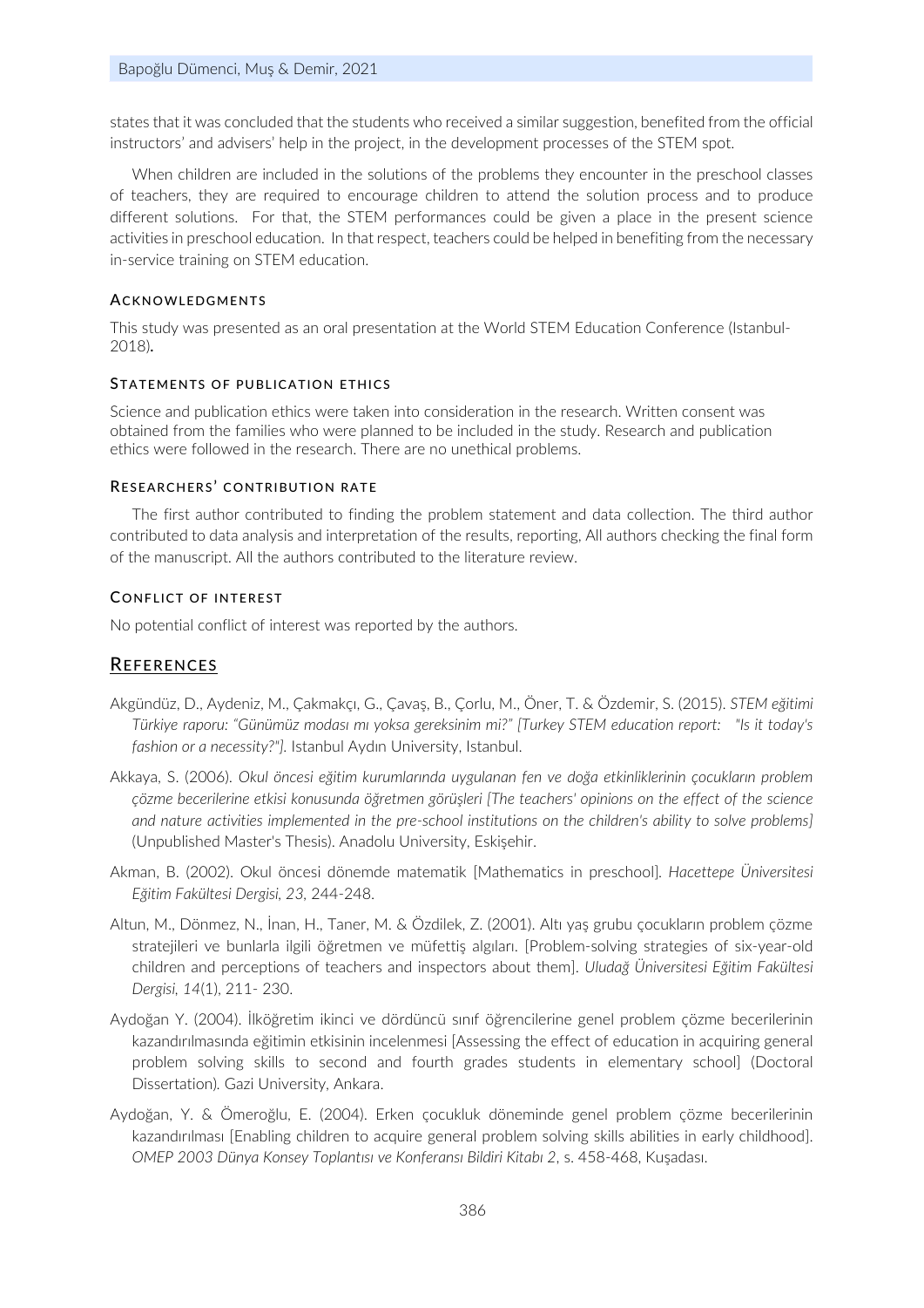states that it was concluded that the students who received a similar suggestion, benefited from the official instructors' and advisers' help in the project, in the development processes of the STEM spot.

When children are included in the solutions of the problems they encounter in the preschool classes of teachers, they are required to encourage children to attend the solution process and to produce different solutions. For that, the STEM performances could be given a place in the present science activities in preschool education. In that respect, teachers could be helped in benefiting from the necessary in-service training on STEM education.

### Acknowledgments

This study was presented as an oral presentation at the World STEM Education Conference (Istanbul-2018)**.**

### Statements of publication ethics

Science and publication ethics were taken into consideration in the research. Written consent was obtained from the families who were planned to be included in the study. Research and publication ethics were followed in the research. There are no unethical problems.

### Researchers' contribution rate

The first author contributed to finding the problem statement and data collection. The third author contributed to data analysis and interpretation of the results, reporting, All authors checking the final form of the manuscript. All the authors contributed to the literature review.

### Conflict of interest

No potential conflict of interest was reported by the authors.

## References

Akgündüz, D., Aydeniz, M., Çakmakçı, G., Çavaş, B., Çorlu, M., Öner, T. & Özdemir, S. (2015). *STEM eğitimi Türkiye raporu: "Günümüz modası mı yoksa gereksinim mi?" [Turkey STEM education report: "Is it today's fashion or a necessity?"].* Istanbul Aydın University, Istanbul.

Akkaya, S. (2006). *Okul öncesi eğitim kurumlarında uygulanan fen ve doğa etkinliklerinin çocukların problem çözme becerilerine etkisi konusunda öğretmen görüşleri [The teachers' opinions on the effect of the science and nature activities implemented in the pre-school institutions on the children's ability to solve problems]* (Unpublished Master's Thesis). Anadolu University, Eskişehir.

Akman, B. (2002). Okul öncesi dönemde matematik [Mathematics in preschool]. *Hacettepe Üniversitesi Eğitim Fakültesi Dergisi, 23*, 244-248.

Altun, M., Dönmez, N., İnan, H., Taner, M. & Özdilek, Z. (2001). Altı yaş grubu çocukların problem çözme stratejileri ve bunlarla ilgili öğretmen ve müfettiş algıları. [Problem-solving strategies of six-year-old children and perceptions of teachers and inspectors about them]. *Uludağ Üniversitesi Eğitim Fakültesi Dergisi, 14*(1), 211- 230.

Aydoğan Y. (2004). İlköğretim ikinci ve dördüncü sınıf öğrencilerine genel problem çözme becerilerinin kazandırılmasında eğitimin etkisinin incelenmesi [Assessing the effect of education in acquiring general problem solving skills to second and fourth grades students in elementary school] (Doctoral Dissertation). Gazi University, Ankara.

Aydoğan, Y. & Ömeroğlu, E. (2004). Erken çocukluk döneminde genel problem çözme becerilerinin kazandırılması [Enabling children to acquire general problem solving skills abilities in early childhood]. *OMEP 2003 Dünya Konsey Toplantısı ve Konferansı Bildiri Kitabı 2*, s. 458-468, Kuşadası.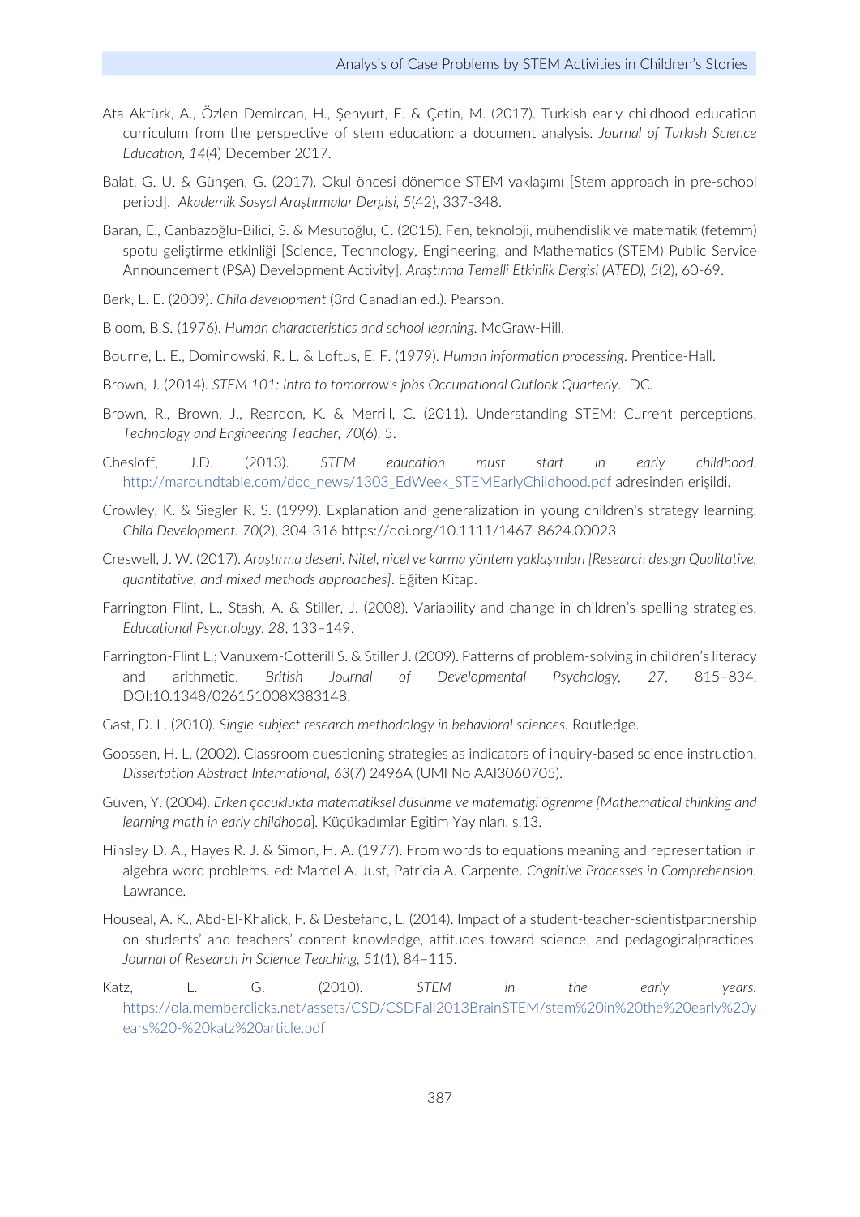Ata Aktürk, A., Özlen Demircan, H., Şenyurt, E. & Çetin, M. (2017). Turkish early childhood education curriculum from the perspective of stem education: a document analysis. *Journal of Turkısh Scıence Educatıon, 14*(4) December 2017.

Balat, G. U. & Günşen, G. (2017). Okul öncesi dönemde STEM yaklaşımı [Stem approach in pre-school period]. *Akademik Sosyal Araştırmalar Dergisi, 5*(42), 337-348.

Baran, E., Canbazoğlu-Bilici, S. & Mesutoğlu, C. (2015). Fen, teknoloji, mühendislik ve matematik (fetemm) spotu geliştirme etkinliği [Science, Technology, Engineering, and Mathematics (STEM) Public Service Announcement (PSA) Development Activity]. *Araştırma Temelli Etkinlik Dergisi (ATED), 5*(2), 60-69.

Berk, L. E. (2009). *Child development* (3rd Canadian ed.). Pearson.

Bloom, B.S. (1976). *Human characteristics and school learning.* McGraw-Hill.

Bourne, L. E., Dominowski, R. L. & Loftus, E. F. (1979). *Human information processing*. Prentice-Hall.

Brown, J. (2014). *STEM 101: Intro to tomorrow's jobs Occupational Outlook Quarterly*. DC.

Brown, R., Brown, J., Reardon, K. & Merrill, C. (2011). Understanding STEM: Current perceptions. *Technology and Engineering Teacher, 70*(6), 5.

Chesloff, J.D. (2013). *STEM education must start in early childhood.* http://maroundtable.com/doc_news/1303_EdWeek_STEMEarlyChildhood.pdf adresinden erişildi.

Crowley, K. & Siegler R. S. (1999). Explanation and generalization in young children's strategy learning. *Child Development. 70*(2), 304-316 https://doi.org/10.1111/1467-8624.00023

Creswell, J. W. (2017). *Araştırma deseni. Nitel, nicel ve karma yöntem yaklaşımları [Research desıgn Qualitative, quantitative, and mixed methods approaches]*. Eğiten Kitap.

Farrington-Flint, L., Stash, A. & Stiller, J. (2008). Variability and change in children's spelling strategies. *Educational Psychology, 28*, 133–149.

Farrington-Flint L.; Vanuxem-Cotterill S. & Stiller J. (2009). Patterns of problem-solving in children's literacy and arithmetic. *British Journal of Developmental Psychology, 27*, 815–834. DOI:10.1348/026151008X383148.

Gast, D. L. (2010). *Single-subject research methodology in behavioral sciences.* Routledge.

Goossen, H. L. (2002). Classroom questioning strategies as indicators of inquiry-based science instruction. *Dissertation Abstract International, 63*(7) 2496A (UMI No AAI3060705).

Güven, Y. (2004). *Erken çocuklukta matematiksel düsünme ve matematigi ögrenme [Mathematical thinking and learning math in early childhood*]. Küçükadımlar Egitim Yayınları, s.13.

Hinsley D. A., Hayes R. J. & Simon, H. A. (1977). From words to equations meaning and representation in algebra word problems. ed: Marcel A. Just, Patricia A. Carpente. *Cognitive Processes in Comprehension.* Lawrance.

Houseal, A. K., Abd-El-Khalick, F. & Destefano, L. (2014). Impact of a student-teacher-scientistpartnership on students' and teachers' content knowledge, attitudes toward science, and pedagogicalpractices. *Journal of Research in Science Teaching, 51*(1), 84–115.

Katz, L. G. (2010). *STEM in the early years.* https://ola.memberclicks.net/assets/CSD/CSDFall2013BrainSTEM/stem%20in%20the%20early%20years%20-%20katz%20article.pdf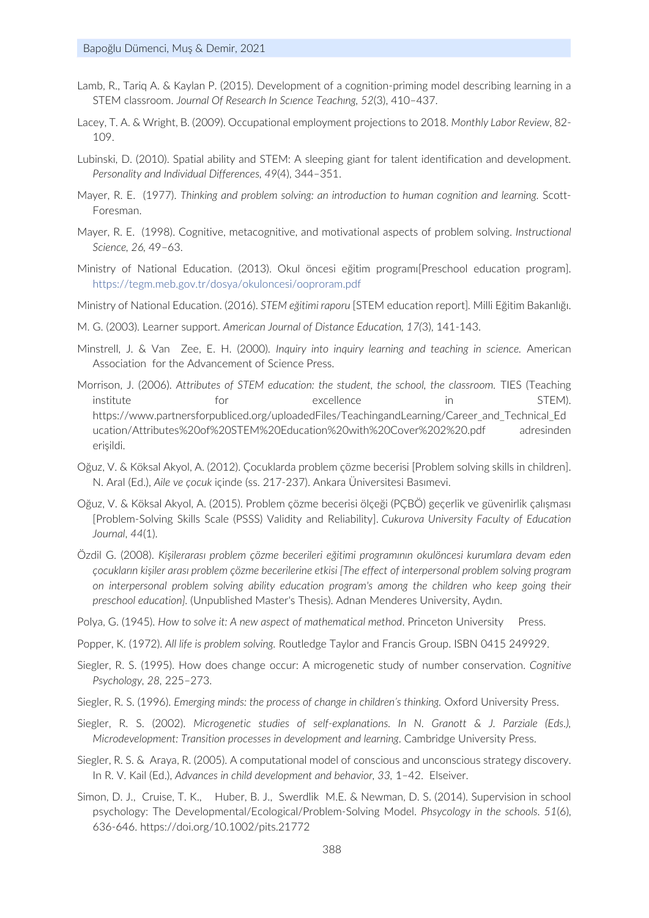Lamb, R., Tariq A. & Kaylan P. (2015). Development of a cognition-priming model describing learning in a STEM classroom. *Journal Of Research In Scıence Teachıng, 52*(3), 410–437.

Lacey, T. A. & Wright, B. (2009). Occupational employment projections to 2018. *Monthly Labor Review*, 82-109.

Lubinski, D. (2010). Spatial ability and STEM: A sleeping giant for talent identification and development. *Personality and Individual Differences, 49*(4), 344–351.

Mayer, R. E. (1977). *Thinking and problem solving: an introduction to human cognition and learning.* Scott-Foresman.

Mayer, R. E. (1998). Cognitive, metacognitive, and motivational aspects of problem solving. *Instructional Science, 26,* 49–63.

Ministry of National Education. (2013). Okul öncesi eğitim programı[Preschool education program]. https://tegm.meb.gov.tr/dosya/okuloncesi/ooproram.pdf

Ministry of National Education. (2016). *STEM eğitimi raporu* [STEM education report]. Milli Eğitim Bakanlığı.

M. G. (2003). Learner support. *American Journal of Distance Education, 17*(3), 141-143.

Minstrell, J. & Van Zee, E. H. (2000). *Inquiry into inquiry learning and teaching in science.* American Association for the Advancement of Science Press.

Morrison, J. (2006). *Attributes of STEM education: the student, the school, the classroom.* TIES (Teaching institute for excellence in STEM). https://www.partnersforpubliced.org/uploadedFiles/TeachingandLearning/Career_and_Technical_Education/Attributes%20of%20STEM%20Education%20with%20Cover%202%20.pdf adresinden erişildi.

Oğuz, V. & Köksal Akyol, A. (2012). Çocuklarda problem çözme becerisi [Problem solving skills in children]. N. Aral (Ed.), *Aile ve çocuk* içinde (ss. 217-237). Ankara Üniversitesi Basımevi.

Oğuz, V. & Köksal Akyol, A. (2015). Problem çözme becerisi ölçeği (PÇBÖ) geçerlik ve güvenirlik çalışması [Problem-Solving Skills Scale (PSSS) Validity and Reliability]. *Cukurova University Faculty of Education Journal*, *44*(1).

Özdil G. (2008). *Kişilerarası problem çözme becerileri eğitimi programının okulöncesi kurumlara devam eden çocukların kişiler arası problem çözme becerilerine etkisi [The effect of interpersonal problem solving program on interpersonal problem solving ability education program's among the children who keep going their preschool education].* (Unpublished Master's Thesis). Adnan Menderes University, Aydın.

Polya, G. (1945). *How to solve it: A new aspect of mathematical method*. Princeton University Press.

Popper, K. (1972). *All life is problem solving.* Routledge Taylor and Francis Group. ISBN 0415 249929.

Siegler, R. S. (1995). How does change occur: A microgenetic study of number conservation. *Cognitive Psychology*, *28*, 225–273.

Siegler, R. S. (1996). *Emerging minds: the process of change in children's thinking.* Oxford University Press.

Siegler, R. S. (2002). *Microgenetic studies of self-explanations. In N. Granott & J. Parziale (Eds.), Microdevelopment: Transition processes in development and learning*. Cambridge University Press.

Siegler, R. S. & Araya, R. (2005). A computational model of conscious and unconscious strategy discovery. In R. V. Kail (Ed.), *Advances in child development and behavior*, *33,* 1–42. Elseiver.

Simon, D. J., Cruise, T. K., Huber, B. J., Swerdlik M.E. & Newman, D. S. (2014). Supervision in school psychology: The Developmental/Ecological/Problem-Solving Model. *Phsycology in the schools*. *51*(6), 636-646. https://doi.org/10.1002/pits.21772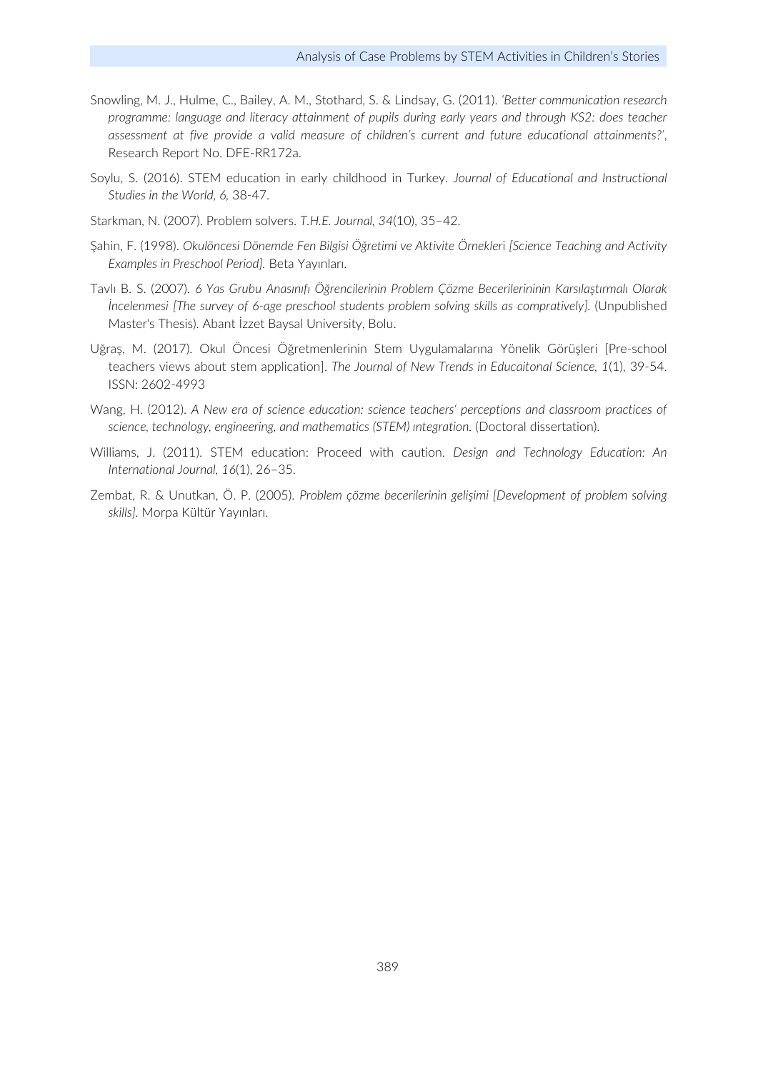Snowling, M. J., Hulme, C., Bailey, A. M., Stothard, S. & Lindsay, G. (2011). *'Better communication research programme: language and literacy attainment of pupils during early years and through KS2: does teacher assessment at five provide a valid measure of children's current and future educational attainments?'*, Research Report No. DFE-RR172a.

Soylu, S. (2016). STEM education in early childhood in Turkey. *Journal of Educational and Instructional Studies in the World, 6,* 38-47.

Starkman, N. (2007). Problem solvers. *T.H.E. Journal, 34*(10), 35–42.

Şahin, F. (1998). *Okulöncesi Dönemde Fen Bilgisi Öğretimi ve Aktivite Örnekleri [Science Teaching and Activity Examples in Preschool Period].* Beta Yayınları.

Tavlı B. S. (2007). *6 Yas Grubu Anasınıfı Öğrencilerinin Problem Çözme Becerilerininin Karsılaştırmalı Olarak İncelenmesi [The survey of 6-age preschool students problem solving skills as compratively].* (Unpublished Master's Thesis). Abant İzzet Baysal University, Bolu.

Uğraş, M. (2017). Okul Öncesi Öğretmenlerinin Stem Uygulamalarına Yönelik Görüşleri [Pre-school teachers views about stem application]. *The Journal of New Trends in Educaitonal Science, 1*(1), 39-54. ISSN: 2602-4993

Wang, H. (2012). *A New era of science education: science teachers' perceptions and classroom practices of science, technology, engineering, and mathematics (STEM) ıntegration.* (Doctoral dissertation).

Williams, J. (2011). STEM education: Proceed with caution. *Design and Technology Education: An International Journal, 16*(1), 26–35.

Zembat, R. & Unutkan, Ö. P. (2005). *Problem çözme becerilerinin gelişimi [Development of problem solving skills].* Morpa Kültür Yayınları.